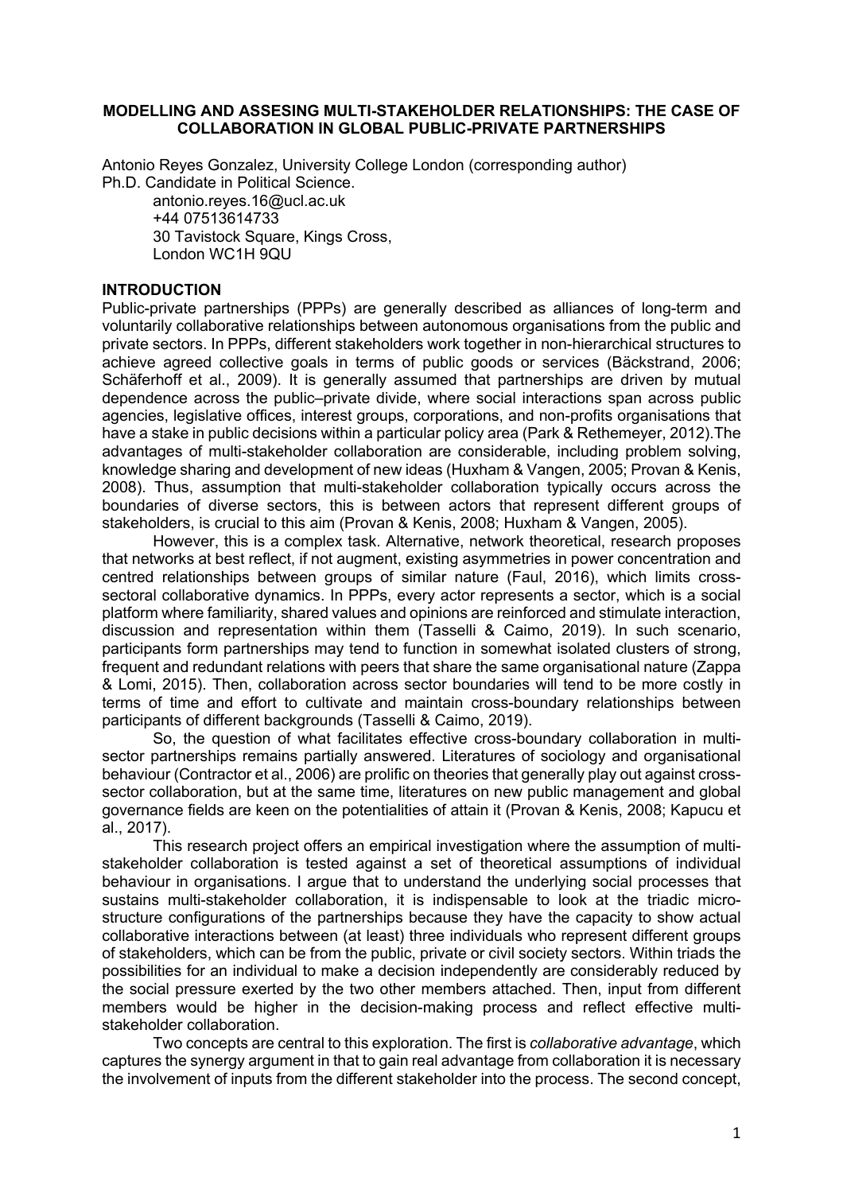# MODELLING AND ASSESING MULTI-STAKEHOLDER RELATIONSHIPS: THE CASE OF COLLABORATION IN GLOBAL PUBLIC-PRIVATE PARTNERSHIPS

Antonio Reyes Gonzalez, University College London (corresponding author)
Ph.D. Candidate in Political Science.
antonio.reyes.16@ucl.ac.uk
+44 07513614733
30 Tavistock Square, Kings Cross,
London WC1H 9QU

## INTRODUCTION

Public-private partnerships (PPPs) are generally described as alliances of long-term and voluntarily collaborative relationships between autonomous organisations from the public and private sectors. In PPPs, different stakeholders work together in non-hierarchical structures to achieve agreed collective goals in terms of public goods or services (Bäckstrand, 2006; Schäferhoff et al., 2009). It is generally assumed that partnerships are driven by mutual dependence across the public–private divide, where social interactions span across public agencies, legislative offices, interest groups, corporations, and non-profits organisations that have a stake in public decisions within a particular policy area (Park & Rethemeyer, 2012).The advantages of multi-stakeholder collaboration are considerable, including problem solving, knowledge sharing and development of new ideas (Huxham & Vangen, 2005; Provan & Kenis, 2008). Thus, assumption that multi-stakeholder collaboration typically occurs across the boundaries of diverse sectors, this is between actors that represent different groups of stakeholders, is crucial to this aim (Provan & Kenis, 2008; Huxham & Vangen, 2005).

However, this is a complex task. Alternative, network theoretical, research proposes that networks at best reflect, if not augment, existing asymmetries in power concentration and centred relationships between groups of similar nature (Faul, 2016), which limits cross-sectoral collaborative dynamics. In PPPs, every actor represents a sector, which is a social platform where familiarity, shared values and opinions are reinforced and stimulate interaction, discussion and representation within them (Tasselli & Caimo, 2019). In such scenario, participants form partnerships may tend to function in somewhat isolated clusters of strong, frequent and redundant relations with peers that share the same organisational nature (Zappa & Lomi, 2015). Then, collaboration across sector boundaries will tend to be more costly in terms of time and effort to cultivate and maintain cross-boundary relationships between participants of different backgrounds (Tasselli & Caimo, 2019).

So, the question of what facilitates effective cross-boundary collaboration in multi-sector partnerships remains partially answered. Literatures of sociology and organisational behaviour (Contractor et al., 2006) are prolific on theories that generally play out against cross-sector collaboration, but at the same time, literatures on new public management and global governance fields are keen on the potentialities of attain it (Provan & Kenis, 2008; Kapucu et al., 2017).

This research project offers an empirical investigation where the assumption of multi-stakeholder collaboration is tested against a set of theoretical assumptions of individual behaviour in organisations. I argue that to understand the underlying social processes that sustains multi-stakeholder collaboration, it is indispensable to look at the triadic micro-structure configurations of the partnerships because they have the capacity to show actual collaborative interactions between (at least) three individuals who represent different groups of stakeholders, which can be from the public, private or civil society sectors. Within triads the possibilities for an individual to make a decision independently are considerably reduced by the social pressure exerted by the two other members attached. Then, input from different members would be higher in the decision-making process and reflect effective multi-stakeholder collaboration.

Two concepts are central to this exploration. The first is *collaborative advantage*, which captures the synergy argument in that to gain real advantage from collaboration it is necessary the involvement of inputs from the different stakeholder into the process. The second concept,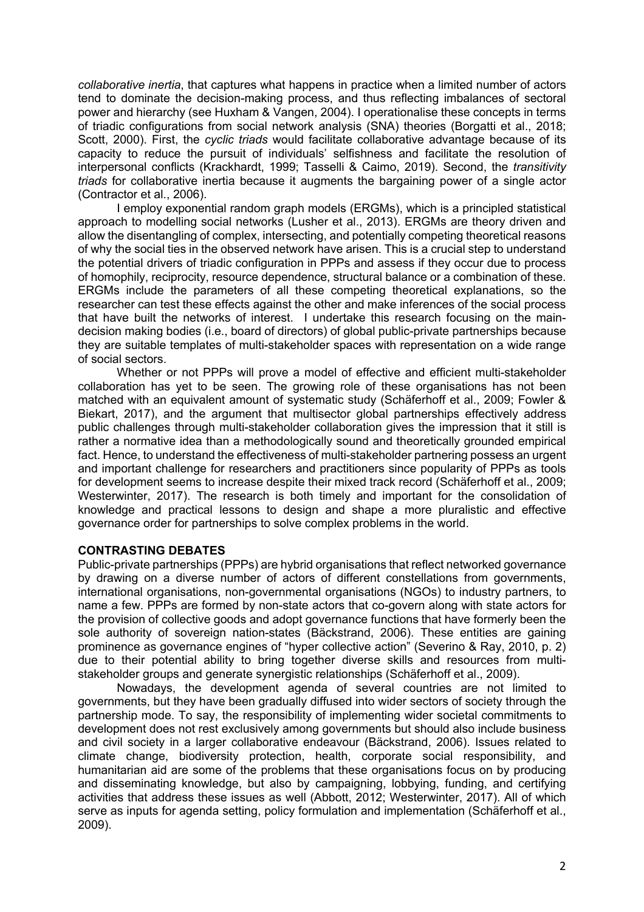*collaborative inertia*, that captures what happens in practice when a limited number of actors tend to dominate the decision-making process, and thus reflecting imbalances of sectoral power and hierarchy (see Huxham & Vangen, 2004). I operationalise these concepts in terms of triadic configurations from social network analysis (SNA) theories (Borgatti et al., 2018; Scott, 2000). First, the *cyclic triads* would facilitate collaborative advantage because of its capacity to reduce the pursuit of individuals' selfishness and facilitate the resolution of interpersonal conflicts (Krackhardt, 1999; Tasselli & Caimo, 2019). Second, the *transitivity triads* for collaborative inertia because it augments the bargaining power of a single actor (Contractor et al., 2006).

I employ exponential random graph models (ERGMs), which is a principled statistical approach to modelling social networks (Lusher et al., 2013). ERGMs are theory driven and allow the disentangling of complex, intersecting, and potentially competing theoretical reasons of why the social ties in the observed network have arisen. This is a crucial step to understand the potential drivers of triadic configuration in PPPs and assess if they occur due to process of homophily, reciprocity, resource dependence, structural balance or a combination of these. ERGMs include the parameters of all these competing theoretical explanations, so the researcher can test these effects against the other and make inferences of the social process that have built the networks of interest. I undertake this research focusing on the main-decision making bodies (i.e., board of directors) of global public-private partnerships because they are suitable templates of multi-stakeholder spaces with representation on a wide range of social sectors.

Whether or not PPPs will prove a model of effective and efficient multi-stakeholder collaboration has yet to be seen. The growing role of these organisations has not been matched with an equivalent amount of systematic study (Schäferhoff et al., 2009; Fowler & Biekart, 2017), and the argument that multisector global partnerships effectively address public challenges through multi-stakeholder collaboration gives the impression that it still is rather a normative idea than a methodologically sound and theoretically grounded empirical fact. Hence, to understand the effectiveness of multi-stakeholder partnering possess an urgent and important challenge for researchers and practitioners since popularity of PPPs as tools for development seems to increase despite their mixed track record (Schäferhoff et al., 2009; Westerwinter, 2017). The research is both timely and important for the consolidation of knowledge and practical lessons to design and shape a more pluralistic and effective governance order for partnerships to solve complex problems in the world.

## CONTRASTING DEBATES

Public-private partnerships (PPPs) are hybrid organisations that reflect networked governance by drawing on a diverse number of actors of different constellations from governments, international organisations, non-governmental organisations (NGOs) to industry partners, to name a few. PPPs are formed by non-state actors that co-govern along with state actors for the provision of collective goods and adopt governance functions that have formerly been the sole authority of sovereign nation-states (Bäckstrand, 2006). These entities are gaining prominence as governance engines of "hyper collective action" (Severino & Ray, 2010, p. 2) due to their potential ability to bring together diverse skills and resources from multi-stakeholder groups and generate synergistic relationships (Schäferhoff et al., 2009).

Nowadays, the development agenda of several countries are not limited to governments, but they have been gradually diffused into wider sectors of society through the partnership mode. To say, the responsibility of implementing wider societal commitments to development does not rest exclusively among governments but should also include business and civil society in a larger collaborative endeavour (Bäckstrand, 2006). Issues related to climate change, biodiversity protection, health, corporate social responsibility, and humanitarian aid are some of the problems that these organisations focus on by producing and disseminating knowledge, but also by campaigning, lobbying, funding, and certifying activities that address these issues as well (Abbott, 2012; Westerwinter, 2017). All of which serve as inputs for agenda setting, policy formulation and implementation (Schäferhoff et al., 2009).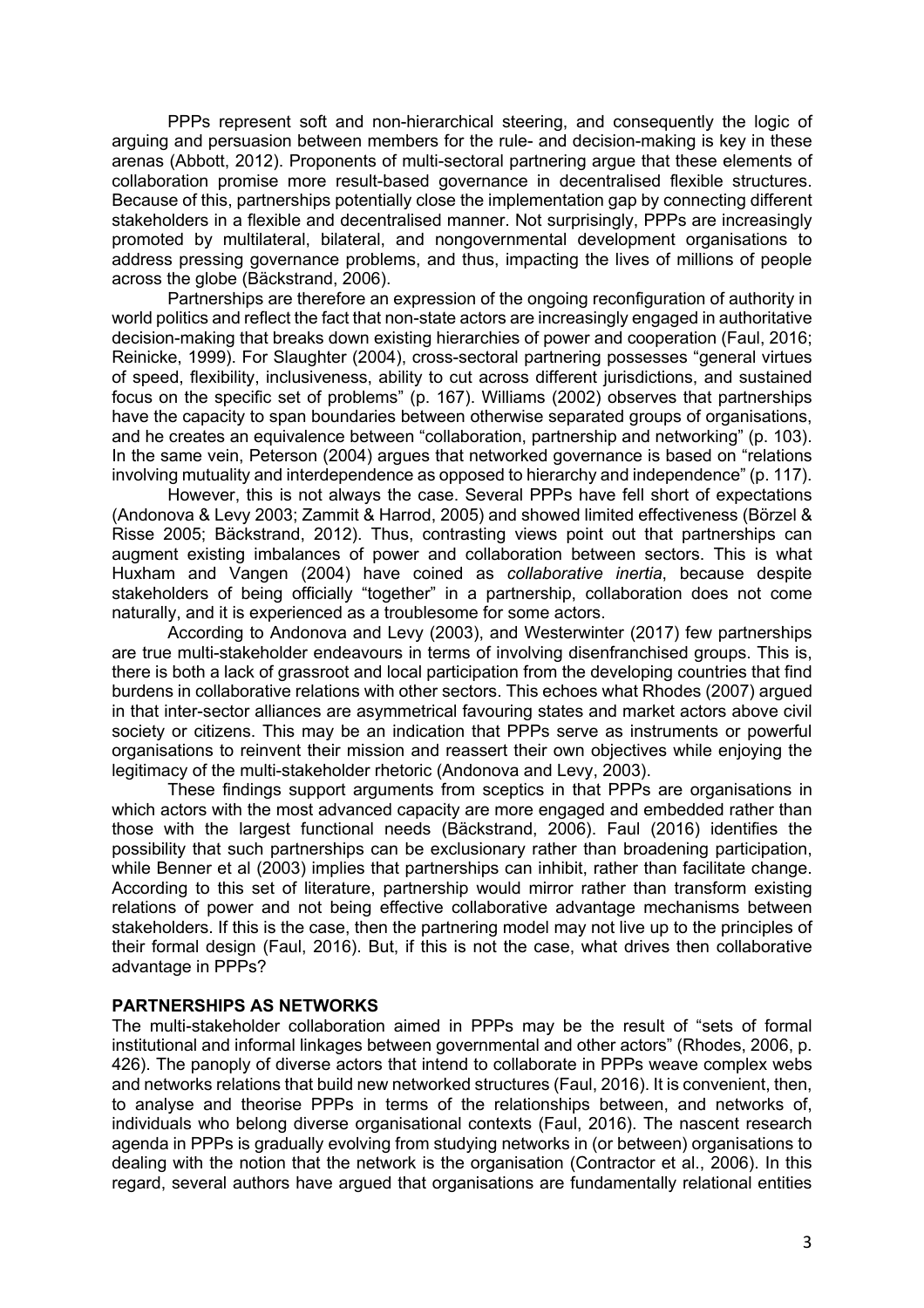PPPs represent soft and non-hierarchical steering, and consequently the logic of arguing and persuasion between members for the rule- and decision-making is key in these arenas (Abbott, 2012). Proponents of multi-sectoral partnering argue that these elements of collaboration promise more result-based governance in decentralised flexible structures. Because of this, partnerships potentially close the implementation gap by connecting different stakeholders in a flexible and decentralised manner. Not surprisingly, PPPs are increasingly promoted by multilateral, bilateral, and nongovernmental development organisations to address pressing governance problems, and thus, impacting the lives of millions of people across the globe (Bäckstrand, 2006).

Partnerships are therefore an expression of the ongoing reconfiguration of authority in world politics and reflect the fact that non-state actors are increasingly engaged in authoritative decision-making that breaks down existing hierarchies of power and cooperation (Faul, 2016; Reinicke, 1999). For Slaughter (2004), cross-sectoral partnering possesses "general virtues of speed, flexibility, inclusiveness, ability to cut across different jurisdictions, and sustained focus on the specific set of problems" (p. 167). Williams (2002) observes that partnerships have the capacity to span boundaries between otherwise separated groups of organisations, and he creates an equivalence between "collaboration, partnership and networking" (p. 103). In the same vein, Peterson (2004) argues that networked governance is based on "relations involving mutuality and interdependence as opposed to hierarchy and independence" (p. 117).

However, this is not always the case. Several PPPs have fell short of expectations (Andonova & Levy 2003; Zammit & Harrod, 2005) and showed limited effectiveness (Börzel & Risse 2005; Bäckstrand, 2012). Thus, contrasting views point out that partnerships can augment existing imbalances of power and collaboration between sectors. This is what Huxham and Vangen (2004) have coined as *collaborative inertia*, because despite stakeholders of being officially "together" in a partnership, collaboration does not come naturally, and it is experienced as a troublesome for some actors.

According to Andonova and Levy (2003), and Westerwinter (2017) few partnerships are true multi-stakeholder endeavours in terms of involving disenfranchised groups. This is, there is both a lack of grassroot and local participation from the developing countries that find burdens in collaborative relations with other sectors. This echoes what Rhodes (2007) argued in that inter-sector alliances are asymmetrical favouring states and market actors above civil society or citizens. This may be an indication that PPPs serve as instruments or powerful organisations to reinvent their mission and reassert their own objectives while enjoying the legitimacy of the multi-stakeholder rhetoric (Andonova and Levy, 2003).

These findings support arguments from sceptics in that PPPs are organisations in which actors with the most advanced capacity are more engaged and embedded rather than those with the largest functional needs (Bäckstrand, 2006). Faul (2016) identifies the possibility that such partnerships can be exclusionary rather than broadening participation, while Benner et al (2003) implies that partnerships can inhibit, rather than facilitate change. According to this set of literature, partnership would mirror rather than transform existing relations of power and not being effective collaborative advantage mechanisms between stakeholders. If this is the case, then the partnering model may not live up to the principles of their formal design (Faul, 2016). But, if this is not the case, what drives then collaborative advantage in PPPs?

## PARTNERSHIPS AS NETWORKS

The multi-stakeholder collaboration aimed in PPPs may be the result of "sets of formal institutional and informal linkages between governmental and other actors" (Rhodes, 2006, p. 426). The panoply of diverse actors that intend to collaborate in PPPs weave complex webs and networks relations that build new networked structures (Faul, 2016). It is convenient, then, to analyse and theorise PPPs in terms of the relationships between, and networks of, individuals who belong diverse organisational contexts (Faul, 2016). The nascent research agenda in PPPs is gradually evolving from studying networks in (or between) organisations to dealing with the notion that the network is the organisation (Contractor et al., 2006). In this regard, several authors have argued that organisations are fundamentally relational entities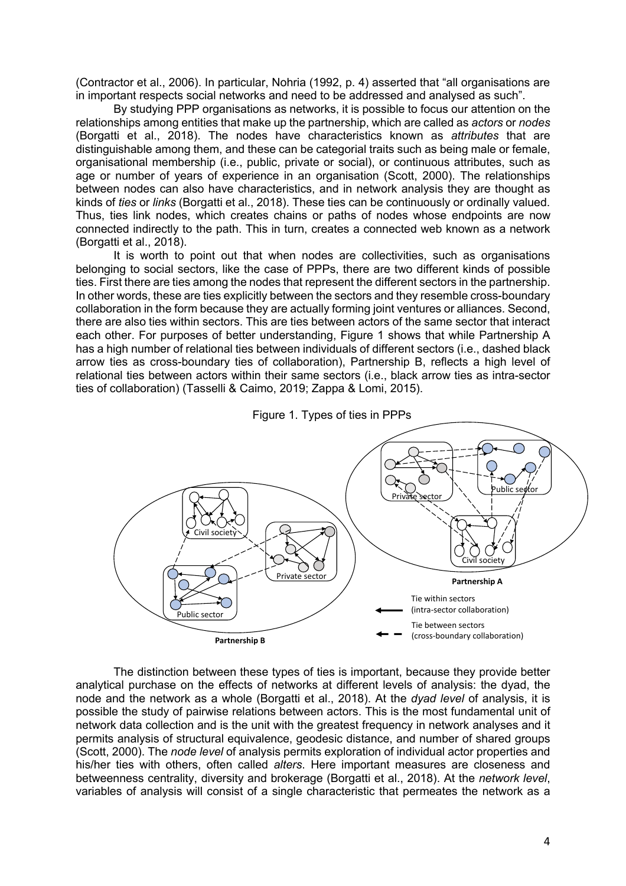(Contractor et al., 2006). In particular, Nohria (1992, p. 4) asserted that "all organisations are in important respects social networks and need to be addressed and analysed as such".

By studying PPP organisations as networks, it is possible to focus our attention on the relationships among entities that make up the partnership, which are called as *actors* or *nodes* (Borgatti et al., 2018). The nodes have characteristics known as *attributes* that are distinguishable among them, and these can be categorial traits such as being male or female, organisational membership (i.e., public, private or social), or continuous attributes, such as age or number of years of experience in an organisation (Scott, 2000). The relationships between nodes can also have characteristics, and in network analysis they are thought as kinds of *ties* or *links* (Borgatti et al., 2018). These ties can be continuously or ordinally valued. Thus, ties link nodes, which creates chains or paths of nodes whose endpoints are now connected indirectly to the path. This in turn, creates a connected web known as a network (Borgatti et al., 2018).

It is worth to point out that when nodes are collectivities, such as organisations belonging to social sectors, like the case of PPPs, there are two different kinds of possible ties. First there are ties among the nodes that represent the different sectors in the partnership. In other words, these are ties explicitly between the sectors and they resemble cross-boundary collaboration in the form because they are actually forming joint ventures or alliances. Second, there are also ties within sectors. This are ties between actors of the same sector that interact each other. For purposes of better understanding, Figure 1 shows that while Partnership A has a high number of relational ties between individuals of different sectors (i.e., dashed black arrow ties as cross-boundary ties of collaboration), Partnership B, reflects a high level of relational ties between actors within their same sectors (i.e., black arrow ties as intra-sector ties of collaboration) (Tasselli & Caimo, 2019; Zappa & Lomi, 2015).

Figure 1. Types of ties in PPPs

The distinction between these types of ties is important, because they provide better analytical purchase on the effects of networks at different levels of analysis: the dyad, the node and the network as a whole (Borgatti et al., 2018). At the *dyad level* of analysis, it is possible the study of pairwise relations between actors. This is the most fundamental unit of network data collection and is the unit with the greatest frequency in network analyses and it permits analysis of structural equivalence, geodesic distance, and number of shared groups (Scott, 2000). The *node level* of analysis permits exploration of individual actor properties and his/her ties with others, often called *alters*. Here important measures are closeness and betweenness centrality, diversity and brokerage (Borgatti et al., 2018). At the *network level*, variables of analysis will consist of a single characteristic that permeates the network as a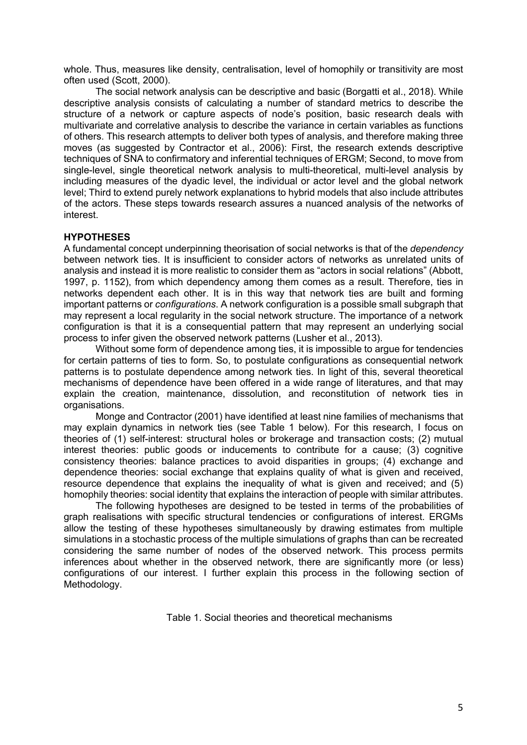whole. Thus, measures like density, centralisation, level of homophily or transitivity are most often used (Scott, 2000).

The social network analysis can be descriptive and basic (Borgatti et al., 2018). While descriptive analysis consists of calculating a number of standard metrics to describe the structure of a network or capture aspects of node's position, basic research deals with multivariate and correlative analysis to describe the variance in certain variables as functions of others. This research attempts to deliver both types of analysis, and therefore making three moves (as suggested by Contractor et al., 2006): First, the research extends descriptive techniques of SNA to confirmatory and inferential techniques of ERGM; Second, to move from single-level, single theoretical network analysis to multi-theoretical, multi-level analysis by including measures of the dyadic level, the individual or actor level and the global network level; Third to extend purely network explanations to hybrid models that also include attributes of the actors. These steps towards research assures a nuanced analysis of the networks of interest.

## HYPOTHESES

A fundamental concept underpinning theorisation of social networks is that of the *dependency* between network ties. It is insufficient to consider actors of networks as unrelated units of analysis and instead it is more realistic to consider them as "actors in social relations" (Abbott, 1997, p. 1152), from which dependency among them comes as a result. Therefore, ties in networks dependent each other. It is in this way that network ties are built and forming important patterns or *configurations*. A network configuration is a possible small subgraph that may represent a local regularity in the social network structure. The importance of a network configuration is that it is a consequential pattern that may represent an underlying social process to infer given the observed network patterns (Lusher et al., 2013).

Without some form of dependence among ties, it is impossible to argue for tendencies for certain patterns of ties to form. So, to postulate configurations as consequential network patterns is to postulate dependence among network ties. In light of this, several theoretical mechanisms of dependence have been offered in a wide range of literatures, and that may explain the creation, maintenance, dissolution, and reconstitution of network ties in organisations.

Monge and Contractor (2001) have identified at least nine families of mechanisms that may explain dynamics in network ties (see Table 1 below). For this research, I focus on theories of (1) self-interest: structural holes or brokerage and transaction costs; (2) mutual interest theories: public goods or inducements to contribute for a cause; (3) cognitive consistency theories: balance practices to avoid disparities in groups; (4) exchange and dependence theories: social exchange that explains quality of what is given and received, resource dependence that explains the inequality of what is given and received; and (5) homophily theories: social identity that explains the interaction of people with similar attributes.

The following hypotheses are designed to be tested in terms of the probabilities of graph realisations with specific structural tendencies or configurations of interest. ERGMs allow the testing of these hypotheses simultaneously by drawing estimates from multiple simulations in a stochastic process of the multiple simulations of graphs than can be recreated considering the same number of nodes of the observed network. This process permits inferences about whether in the observed network, there are significantly more (or less) configurations of our interest. I further explain this process in the following section of Methodology.

Table 1. Social theories and theoretical mechanisms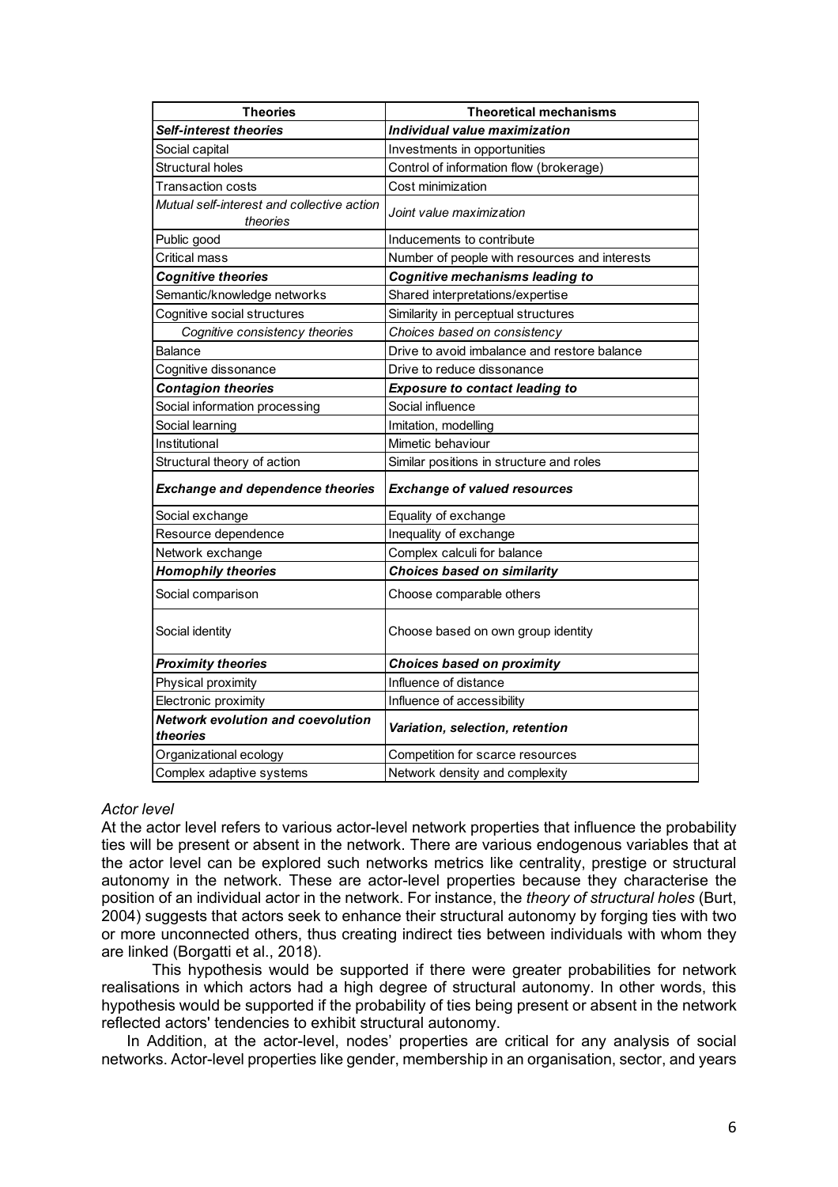| Theories | Theoretical mechanisms |
|---|---|
| ***Self-interest theories*** | ***Individual value maximization*** |
| Social capital | Investments in opportunities |
| Structural holes | Control of information flow (brokerage) |
| Transaction costs | Cost minimization |
| *Mutual self-interest and collective action theories* | *Joint value maximization* |
| Public good | Inducements to contribute |
| Critical mass | Number of people with resources and interests |
| ***Cognitive theories*** | ***Cognitive mechanisms leading to*** |
| Semantic/knowledge networks | Shared interpretations/expertise |
| Cognitive social structures | Similarity in perceptual structures |
| *Cognitive consistency theories* | *Choices based on consistency* |
| Balance | Drive to avoid imbalance and restore balance |
| Cognitive dissonance | Drive to reduce dissonance |
| ***Contagion theories*** | ***Exposure to contact leading to*** |
| Social information processing | Social influence |
| Social learning | Imitation, modelling |
| Institutional | Mimetic behaviour |
| Structural theory of action | Similar positions in structure and roles |
| ***Exchange and dependence theories*** | ***Exchange of valued resources*** |
| Social exchange | Equality of exchange |
| Resource dependence | Inequality of exchange |
| Network exchange | Complex calculi for balance |
| ***Homophily theories*** | ***Choices based on similarity*** |
| Social comparison | Choose comparable others |
| Social identity | Choose based on own group identity |
| ***Proximity theories*** | ***Choices based on proximity*** |
| Physical proximity | Influence of distance |
| Electronic proximity | Influence of accessibility |
| ***Network evolution and coevolution theories*** | ***Variation, selection, retention*** |
| Organizational ecology | Competition for scarce resources |
| Complex adaptive systems | Network density and complexity |

*Actor level*

At the actor level refers to various actor-level network properties that influence the probability ties will be present or absent in the network. There are various endogenous variables that at the actor level can be explored such networks metrics like centrality, prestige or structural autonomy in the network. These are actor-level properties because they characterise the position of an individual actor in the network. For instance, the *theory of structural holes* (Burt, 2004) suggests that actors seek to enhance their structural autonomy by forging ties with two or more unconnected others, thus creating indirect ties between individuals with whom they are linked (Borgatti et al., 2018).

This hypothesis would be supported if there were greater probabilities for network realisations in which actors had a high degree of structural autonomy. In other words, this hypothesis would be supported if the probability of ties being present or absent in the network reflected actors' tendencies to exhibit structural autonomy.

In Addition, at the actor-level, nodes' properties are critical for any analysis of social networks. Actor-level properties like gender, membership in an organisation, sector, and years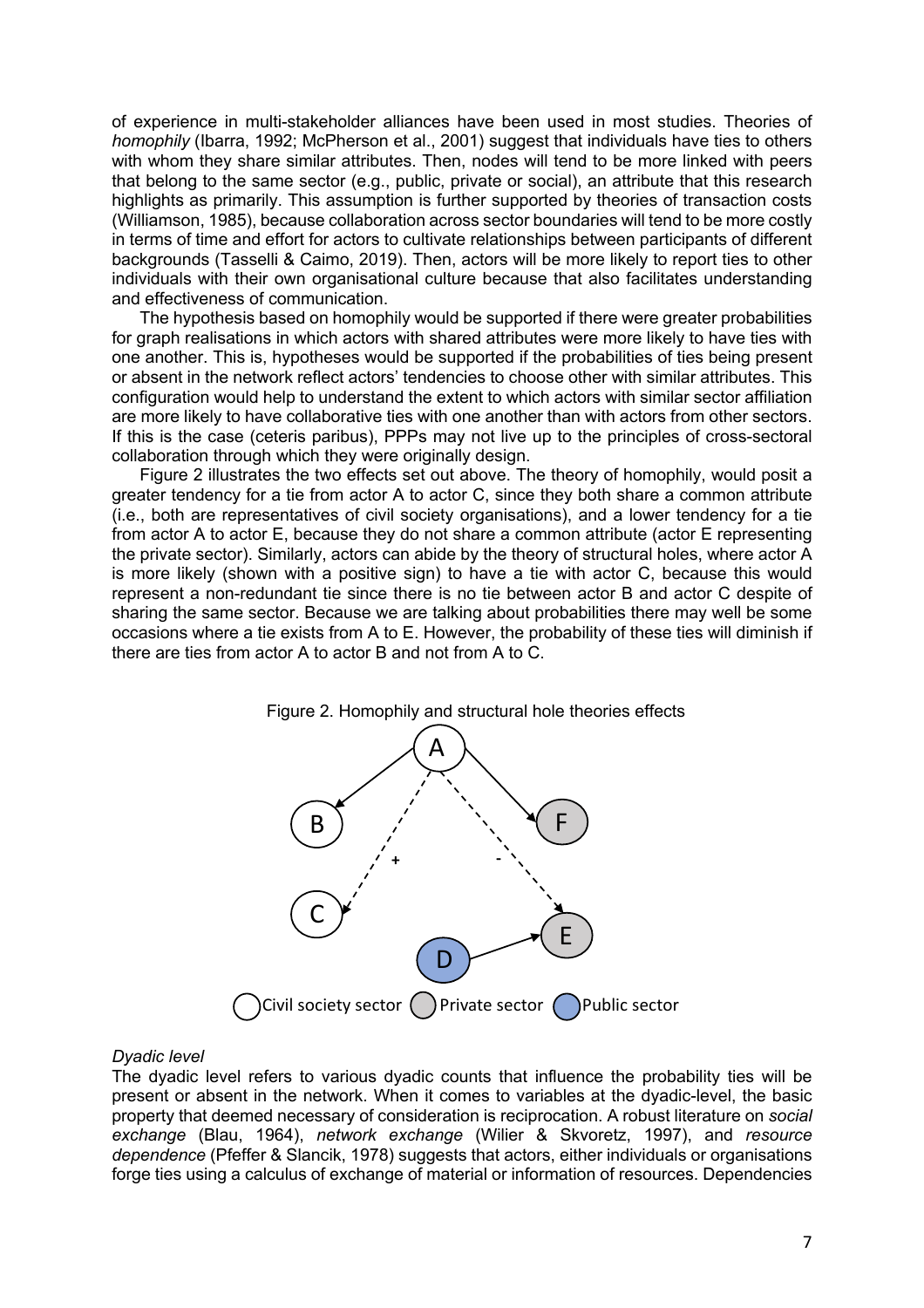of experience in multi-stakeholder alliances have been used in most studies. Theories of *homophily* (Ibarra, 1992; McPherson et al., 2001) suggest that individuals have ties to others with whom they share similar attributes. Then, nodes will tend to be more linked with peers that belong to the same sector (e.g., public, private or social), an attribute that this research highlights as primarily. This assumption is further supported by theories of transaction costs (Williamson, 1985), because collaboration across sector boundaries will tend to be more costly in terms of time and effort for actors to cultivate relationships between participants of different backgrounds (Tasselli & Caimo, 2019). Then, actors will be more likely to report ties to other individuals with their own organisational culture because that also facilitates understanding and effectiveness of communication.

The hypothesis based on homophily would be supported if there were greater probabilities for graph realisations in which actors with shared attributes were more likely to have ties with one another. This is, hypotheses would be supported if the probabilities of ties being present or absent in the network reflect actors' tendencies to choose other with similar attributes. This configuration would help to understand the extent to which actors with similar sector affiliation are more likely to have collaborative ties with one another than with actors from other sectors. If this is the case (ceteris paribus), PPPs may not live up to the principles of cross-sectoral collaboration through which they were originally design.

Figure 2 illustrates the two effects set out above. The theory of homophily, would posit a greater tendency for a tie from actor A to actor C, since they both share a common attribute (i.e., both are representatives of civil society organisations), and a lower tendency for a tie from actor A to actor E, because they do not share a common attribute (actor E representing the private sector). Similarly, actors can abide by the theory of structural holes, where actor A is more likely (shown with a positive sign) to have a tie with actor C, because this would represent a non-redundant tie since there is no tie between actor B and actor C despite of sharing the same sector. Because we are talking about probabilities there may well be some occasions where a tie exists from A to E. However, the probability of these ties will diminish if there are ties from actor A to actor B and not from A to C.

Figure 2. Homophily and structural hole theories effects

*Dyadic level*

The dyadic level refers to various dyadic counts that influence the probability ties will be present or absent in the network. When it comes to variables at the dyadic-level, the basic property that deemed necessary of consideration is reciprocation. A robust literature on *social exchange* (Blau, 1964), *network exchange* (Wilier & Skvoretz, 1997), and *resource dependence* (Pfeffer & Slancik, 1978) suggests that actors, either individuals or organisations forge ties using a calculus of exchange of material or information of resources. Dependencies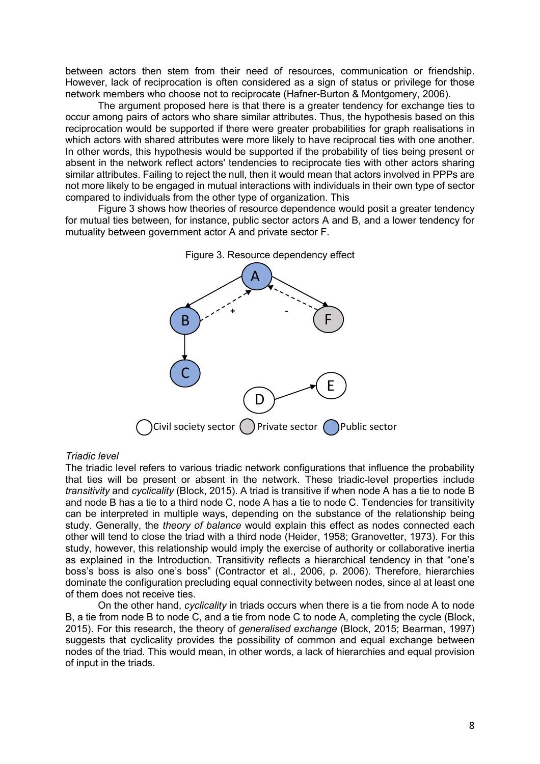between actors then stem from their need of resources, communication or friendship. However, lack of reciprocation is often considered as a sign of status or privilege for those network members who choose not to reciprocate (Hafner-Burton & Montgomery, 2006).

The argument proposed here is that there is a greater tendency for exchange ties to occur among pairs of actors who share similar attributes. Thus, the hypothesis based on this reciprocation would be supported if there were greater probabilities for graph realisations in which actors with shared attributes were more likely to have reciprocal ties with one another. In other words, this hypothesis would be supported if the probability of ties being present or absent in the network reflect actors' tendencies to reciprocate ties with other actors sharing similar attributes. Failing to reject the null, then it would mean that actors involved in PPPs are not more likely to be engaged in mutual interactions with individuals in their own type of sector compared to individuals from the other type of organization. This

Figure 3 shows how theories of resource dependence would posit a greater tendency for mutual ties between, for instance, public sector actors A and B, and a lower tendency for mutuality between government actor A and private sector F.

Figure 3. Resource dependency effect

Civil society sector ◯ Private sector ◯ Public sector ◯

*Triadic level*

The triadic level refers to various triadic network configurations that influence the probability that ties will be present or absent in the network. These triadic-level properties include *transitivity* and *cyclicality* (Block, 2015). A triad is transitive if when node A has a tie to node B and node B has a tie to a third node C, node A has a tie to node C. Tendencies for transitivity can be interpreted in multiple ways, depending on the substance of the relationship being study. Generally, the *theory of balance* would explain this effect as nodes connected each other will tend to close the triad with a third node (Heider, 1958; Granovetter, 1973). For this study, however, this relationship would imply the exercise of authority or collaborative inertia as explained in the Introduction. Transitivity reflects a hierarchical tendency in that "one's boss's boss is also one's boss" (Contractor et al., 2006, p. 2006). Therefore, hierarchies dominate the configuration precluding equal connectivity between nodes, since al at least one of them does not receive ties.

On the other hand, *cyclicality* in triads occurs when there is a tie from node A to node B, a tie from node B to node C, and a tie from node C to node A, completing the cycle (Block, 2015). For this research, the theory of *generalised exchange* (Block, 2015; Bearman, 1997) suggests that cyclicality provides the possibility of common and equal exchange between nodes of the triad. This would mean, in other words, a lack of hierarchies and equal provision of input in the triads.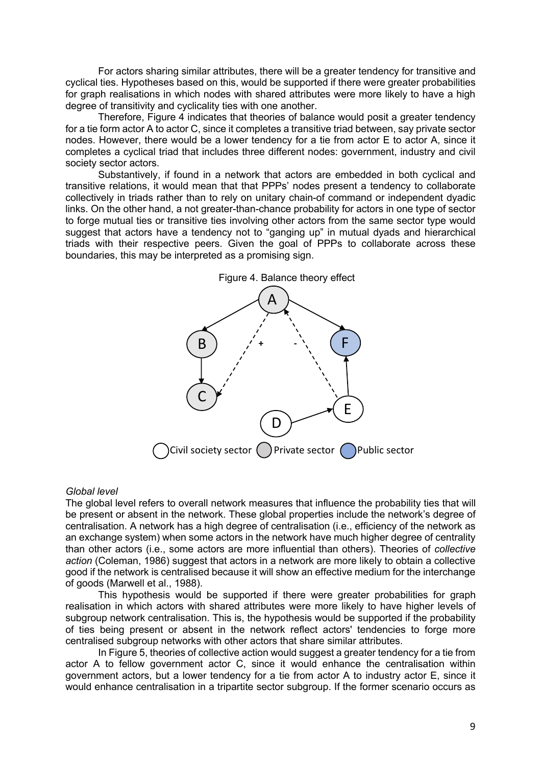For actors sharing similar attributes, there will be a greater tendency for transitive and cyclical ties. Hypotheses based on this, would be supported if there were greater probabilities for graph realisations in which nodes with shared attributes were more likely to have a high degree of transitivity and cyclicality ties with one another.

Therefore, Figure 4 indicates that theories of balance would posit a greater tendency for a tie form actor A to actor C, since it completes a transitive triad between, say private sector nodes. However, there would be a lower tendency for a tie from actor E to actor A, since it completes a cyclical triad that includes three different nodes: government, industry and civil society sector actors.

Substantively, if found in a network that actors are embedded in both cyclical and transitive relations, it would mean that that PPPs' nodes present a tendency to collaborate collectively in triads rather than to rely on unitary chain-of command or independent dyadic links. On the other hand, a not greater-than-chance probability for actors in one type of sector to forge mutual ties or transitive ties involving other actors from the same sector type would suggest that actors have a tendency not to "ganging up" in mutual dyads and hierarchical triads with their respective peers. Given the goal of PPPs to collaborate across these boundaries, this may be interpreted as a promising sign.

Figure 4. Balance theory effect

Civil society sector  Private sector  Public sector

*Global level*

The global level refers to overall network measures that influence the probability ties that will be present or absent in the network. These global properties include the network's degree of centralisation. A network has a high degree of centralisation (i.e., efficiency of the network as an exchange system) when some actors in the network have much higher degree of centrality than other actors (i.e., some actors are more influential than others). Theories of *collective action* (Coleman, 1986) suggest that actors in a network are more likely to obtain a collective good if the network is centralised because it will show an effective medium for the interchange of goods (Marwell et al., 1988).

This hypothesis would be supported if there were greater probabilities for graph realisation in which actors with shared attributes were more likely to have higher levels of subgroup network centralisation. This is, the hypothesis would be supported if the probability of ties being present or absent in the network reflect actors' tendencies to forge more centralised subgroup networks with other actors that share similar attributes.

In Figure 5, theories of collective action would suggest a greater tendency for a tie from actor A to fellow government actor C, since it would enhance the centralisation within government actors, but a lower tendency for a tie from actor A to industry actor E, since it would enhance centralisation in a tripartite sector subgroup. If the former scenario occurs as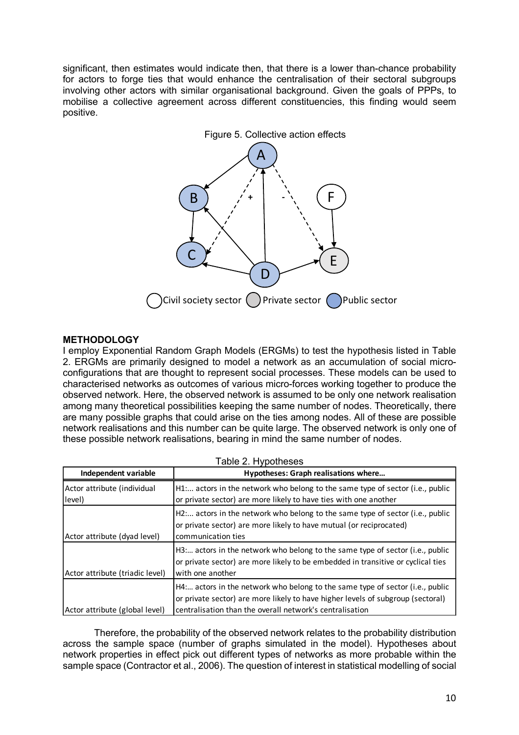significant, then estimates would indicate then, that there is a lower than-chance probability for actors to forge ties that would enhance the centralisation of their sectoral subgroups involving other actors with similar organisational background. Given the goals of PPPs, to mobilise a collective agreement across different constituencies, this finding would seem positive.

Figure 5. Collective action effects

## METHODOLOGY

I employ Exponential Random Graph Models (ERGMs) to test the hypothesis listed in Table 2. ERGMs are primarily designed to model a network as an accumulation of social micro-configurations that are thought to represent social processes. These models can be used to characterised networks as outcomes of various micro-forces working together to produce the observed network. Here, the observed network is assumed to be only one network realisation among many theoretical possibilities keeping the same number of nodes. Theoretically, there are many possible graphs that could arise on the ties among nodes. All of these are possible network realisations and this number can be quite large. The observed network is only one of these possible network realisations, bearing in mind the same number of nodes.

Table 2. Hypotheses

| Independent variable | Hypotheses: Graph realisations where… |
|---|---|
| Actor attribute (individual level) | H1:... actors in the network who belong to the same type of sector (i.e., public or private sector) are more likely to have ties with one another |
| Actor attribute (dyad level) | H2:... actors in the network who belong to the same type of sector (i.e., public or private sector) are more likely to have mutual (or reciprocated) communication ties |
| Actor attribute (triadic level) | H3:... actors in the network who belong to the same type of sector (i.e., public or private sector) are more likely to be embedded in transitive or cyclical ties with one another |
| Actor attribute (global level) | H4:... actors in the network who belong to the same type of sector (i.e., public or private sector) are more likely to have higher levels of subgroup (sectoral) centralisation than the overall network's centralisation |

Therefore, the probability of the observed network relates to the probability distribution across the sample space (number of graphs simulated in the model). Hypotheses about network properties in effect pick out different types of networks as more probable within the sample space (Contractor et al., 2006). The question of interest in statistical modelling of social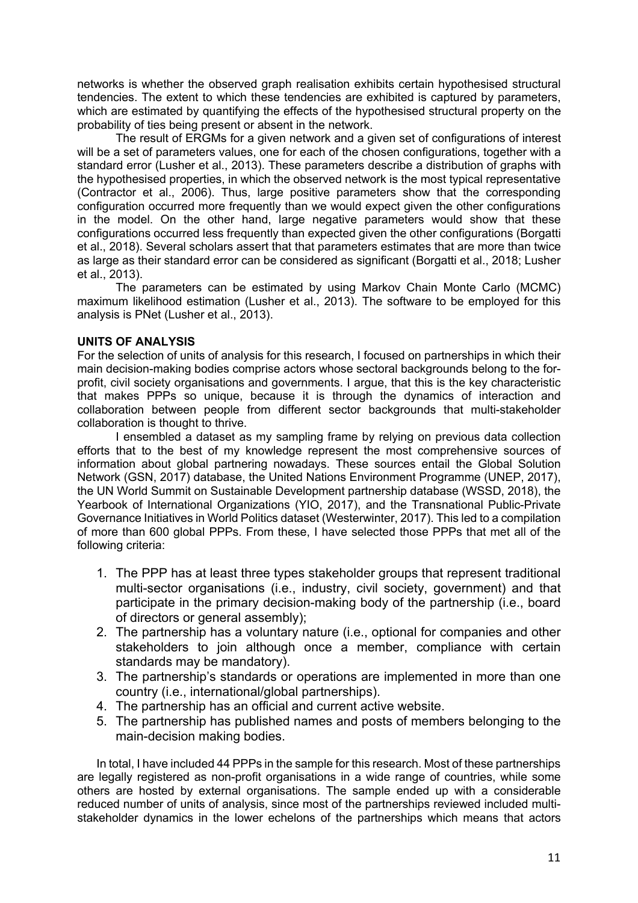networks is whether the observed graph realisation exhibits certain hypothesised structural tendencies. The extent to which these tendencies are exhibited is captured by parameters, which are estimated by quantifying the effects of the hypothesised structural property on the probability of ties being present or absent in the network.

The result of ERGMs for a given network and a given set of configurations of interest will be a set of parameters values, one for each of the chosen configurations, together with a standard error (Lusher et al., 2013). These parameters describe a distribution of graphs with the hypothesised properties, in which the observed network is the most typical representative (Contractor et al., 2006). Thus, large positive parameters show that the corresponding configuration occurred more frequently than we would expect given the other configurations in the model. On the other hand, large negative parameters would show that these configurations occurred less frequently than expected given the other configurations (Borgatti et al., 2018). Several scholars assert that that parameters estimates that are more than twice as large as their standard error can be considered as significant (Borgatti et al., 2018; Lusher et al., 2013).

The parameters can be estimated by using Markov Chain Monte Carlo (MCMC) maximum likelihood estimation (Lusher et al., 2013). The software to be employed for this analysis is PNet (Lusher et al., 2013).

**UNITS OF ANALYSIS**

For the selection of units of analysis for this research, I focused on partnerships in which their main decision-making bodies comprise actors whose sectoral backgrounds belong to the for-profit, civil society organisations and governments. I argue, that this is the key characteristic that makes PPPs so unique, because it is through the dynamics of interaction and collaboration between people from different sector backgrounds that multi-stakeholder collaboration is thought to thrive.

I ensembled a dataset as my sampling frame by relying on previous data collection efforts that to the best of my knowledge represent the most comprehensive sources of information about global partnering nowadays. These sources entail the Global Solution Network (GSN, 2017) database, the United Nations Environment Programme (UNEP, 2017), the UN World Summit on Sustainable Development partnership database (WSSD, 2018), the Yearbook of International Organizations (YIO, 2017), and the Transnational Public-Private Governance Initiatives in World Politics dataset (Westerwinter, 2017). This led to a compilation of more than 600 global PPPs. From these, I have selected those PPPs that met all of the following criteria:

1. The PPP has at least three types stakeholder groups that represent traditional multi-sector organisations (i.e., industry, civil society, government) and that participate in the primary decision-making body of the partnership (i.e., board of directors or general assembly);
2. The partnership has a voluntary nature (i.e., optional for companies and other stakeholders to join although once a member, compliance with certain standards may be mandatory).
3. The partnership's standards or operations are implemented in more than one country (i.e., international/global partnerships).
4. The partnership has an official and current active website.
5. The partnership has published names and posts of members belonging to the main-decision making bodies.

In total, I have included 44 PPPs in the sample for this research. Most of these partnerships are legally registered as non-profit organisations in a wide range of countries, while some others are hosted by external organisations. The sample ended up with a considerable reduced number of units of analysis, since most of the partnerships reviewed included multi-stakeholder dynamics in the lower echelons of the partnerships which means that actors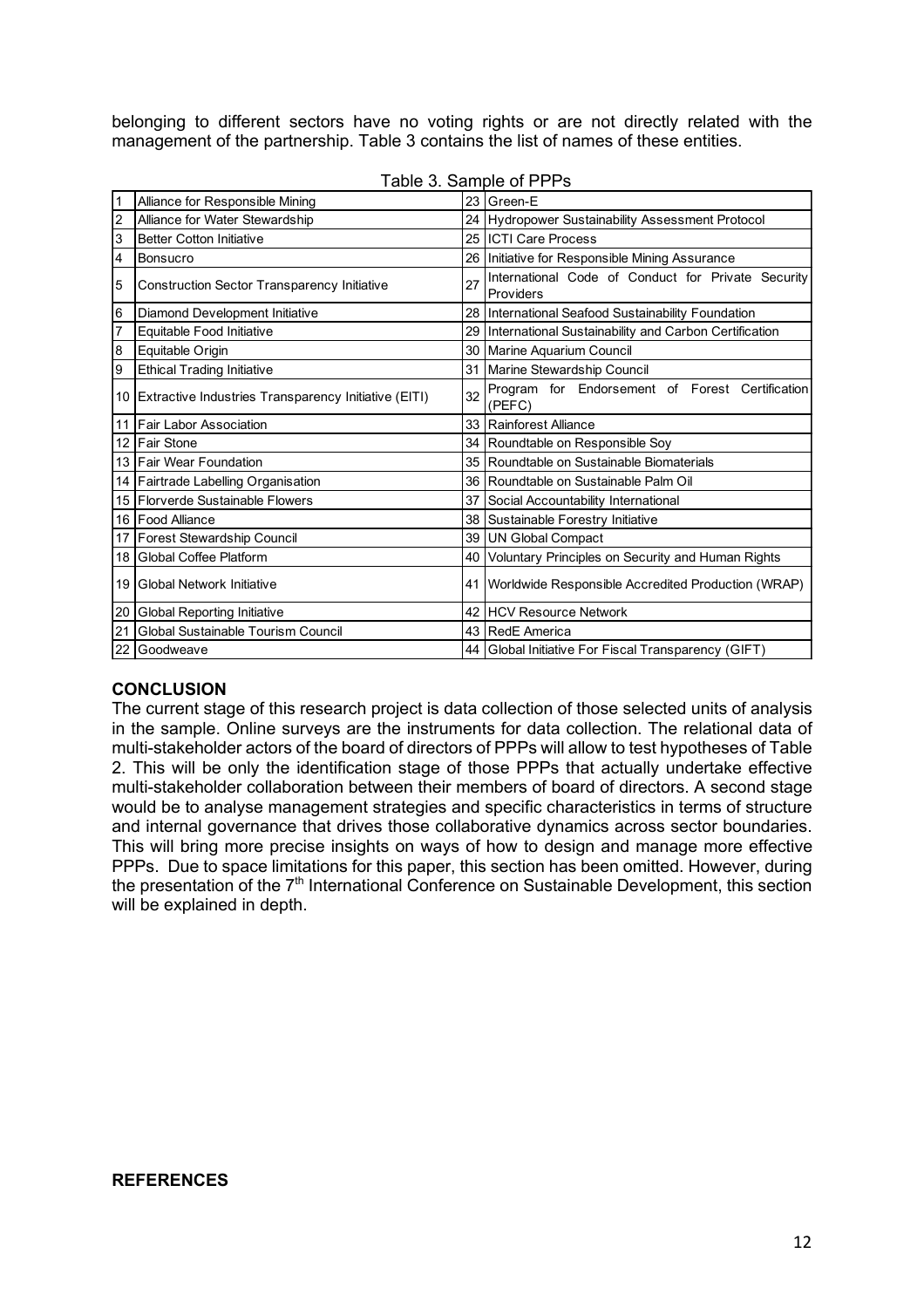belonging to different sectors have no voting rights or are not directly related with the management of the partnership. Table 3 contains the list of names of these entities.

Table 3. Sample of PPPs

| | | | |
|---|---|---|---|
| 1 | Alliance for Responsible Mining | 23 | Green-E |
| 2 | Alliance for Water Stewardship | 24 | Hydropower Sustainability Assessment Protocol |
| 3 | Better Cotton Initiative | 25 | ICTI Care Process |
| 4 | Bonsucro | 26 | Initiative for Responsible Mining Assurance |
| 5 | Construction Sector Transparency Initiative | 27 | International Code of Conduct for Private Security Providers |
| 6 | Diamond Development Initiative | 28 | International Seafood Sustainability Foundation |
| 7 | Equitable Food Initiative | 29 | International Sustainability and Carbon Certification |
| 8 | Equitable Origin | 30 | Marine Aquarium Council |
| 9 | Ethical Trading Initiative | 31 | Marine Stewardship Council |
| 10 | Extractive Industries Transparency Initiative (EITI) | 32 | Program for Endorsement of Forest Certification (PEFC) |
| 11 | Fair Labor Association | 33 | Rainforest Alliance |
| 12 | Fair Stone | 34 | Roundtable on Responsible Soy |
| 13 | Fair Wear Foundation | 35 | Roundtable on Sustainable Biomaterials |
| 14 | Fairtrade Labelling Organisation | 36 | Roundtable on Sustainable Palm Oil |
| 15 | Florverde Sustainable Flowers | 37 | Social Accountability International |
| 16 | Food Alliance | 38 | Sustainable Forestry Initiative |
| 17 | Forest Stewardship Council | 39 | UN Global Compact |
| 18 | Global Coffee Platform | 40 | Voluntary Principles on Security and Human Rights |
| 19 | Global Network Initiative | 41 | Worldwide Responsible Accredited Production (WRAP) |
| 20 | Global Reporting Initiative | 42 | HCV Resource Network |
| 21 | Global Sustainable Tourism Council | 43 | RedE America |
| 22 | Goodweave | 44 | Global Initiative For Fiscal Transparency (GIFT) |

## CONCLUSION

The current stage of this research project is data collection of those selected units of analysis in the sample. Online surveys are the instruments for data collection. The relational data of multi-stakeholder actors of the board of directors of PPPs will allow to test hypotheses of Table 2. This will be only the identification stage of those PPPs that actually undertake effective multi-stakeholder collaboration between their members of board of directors. A second stage would be to analyse management strategies and specific characteristics in terms of structure and internal governance that drives those collaborative dynamics across sector boundaries. This will bring more precise insights on ways of how to design and manage more effective PPPs. Due to space limitations for this paper, this section has been omitted. However, during the presentation of the 7th International Conference on Sustainable Development, this section will be explained in depth.

## REFERENCES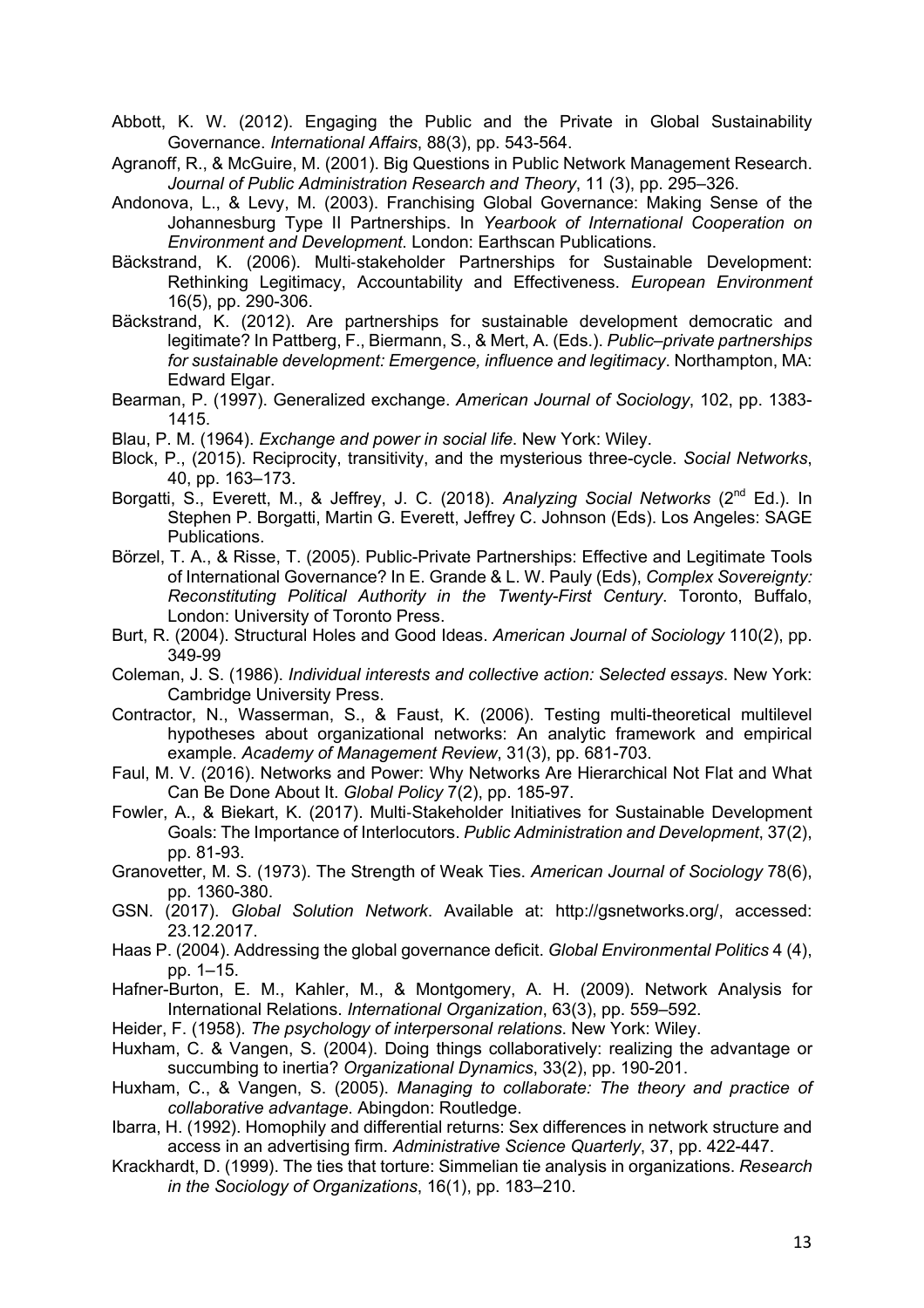Abbott, K. W. (2012). Engaging the Public and the Private in Global Sustainability Governance. *International Affairs*, 88(3), pp. 543-564.

Agranoff, R., & McGuire, M. (2001). Big Questions in Public Network Management Research. *Journal of Public Administration Research and Theory*, 11 (3), pp. 295–326.

Andonova, L., & Levy, M. (2003). Franchising Global Governance: Making Sense of the Johannesburg Type II Partnerships. In *Yearbook of International Cooperation on Environment and Development*. London: Earthscan Publications.

Bäckstrand, K. (2006). Multi-stakeholder Partnerships for Sustainable Development: Rethinking Legitimacy, Accountability and Effectiveness. *European Environment* 16(5), pp. 290-306.

Bäckstrand, K. (2012). Are partnerships for sustainable development democratic and legitimate? In Pattberg, F., Biermann, S., & Mert, A. (Eds.). *Public–private partnerships for sustainable development: Emergence, influence and legitimacy*. Northampton, MA: Edward Elgar.

Bearman, P. (1997). Generalized exchange. *American Journal of Sociology*, 102, pp. 1383-1415.

Blau, P. M. (1964). *Exchange and power in social life*. New York: Wiley.

Block, P., (2015). Reciprocity, transitivity, and the mysterious three-cycle. *Social Networks*, 40, pp. 163–173.

Borgatti, S., Everett, M., & Jeffrey, J. C. (2018). *Analyzing Social Networks* (2nd Ed.). In Stephen P. Borgatti, Martin G. Everett, Jeffrey C. Johnson (Eds). Los Angeles: SAGE Publications.

Börzel, T. A., & Risse, T. (2005). Public-Private Partnerships: Effective and Legitimate Tools of International Governance? In E. Grande & L. W. Pauly (Eds), *Complex Sovereignty: Reconstituting Political Authority in the Twenty-First Century*. Toronto, Buffalo, London: University of Toronto Press.

Burt, R. (2004). Structural Holes and Good Ideas. *American Journal of Sociology* 110(2), pp. 349-99

Coleman, J. S. (1986). *Individual interests and collective action: Selected essays*. New York: Cambridge University Press.

Contractor, N., Wasserman, S., & Faust, K. (2006). Testing multi-theoretical multilevel hypotheses about organizational networks: An analytic framework and empirical example. *Academy of Management Review*, 31(3), pp. 681-703.

Faul, M. V. (2016). Networks and Power: Why Networks Are Hierarchical Not Flat and What Can Be Done About It. *Global Policy* 7(2), pp. 185-97.

Fowler, A., & Biekart, K. (2017). Multi-Stakeholder Initiatives for Sustainable Development Goals: The Importance of Interlocutors. *Public Administration and Development*, 37(2), pp. 81-93.

Granovetter, M. S. (1973). The Strength of Weak Ties. *American Journal of Sociology* 78(6), pp. 1360-380.

GSN. (2017). *Global Solution Network*. Available at: http://gsnetworks.org/, accessed: 23.12.2017.

Haas P. (2004). Addressing the global governance deficit. *Global Environmental Politics* 4 (4), pp. 1–15.

Hafner-Burton, E. M., Kahler, M., & Montgomery, A. H. (2009). Network Analysis for International Relations. *International Organization*, 63(3), pp. 559–592.

Heider, F. (1958). *The psychology of interpersonal relations*. New York: Wiley.

Huxham, C. & Vangen, S. (2004). Doing things collaboratively: realizing the advantage or succumbing to inertia? *Organizational Dynamics*, 33(2), pp. 190-201.

Huxham, C., & Vangen, S. (2005). *Managing to collaborate: The theory and practice of collaborative advantage*. Abingdon: Routledge.

Ibarra, H. (1992). Homophily and differential returns: Sex differences in network structure and access in an advertising firm. *Administrative Science Quarterly*, 37, pp. 422-447.

Krackhardt, D. (1999). The ties that torture: Simmelian tie analysis in organizations. *Research in the Sociology of Organizations*, 16(1), pp. 183–210.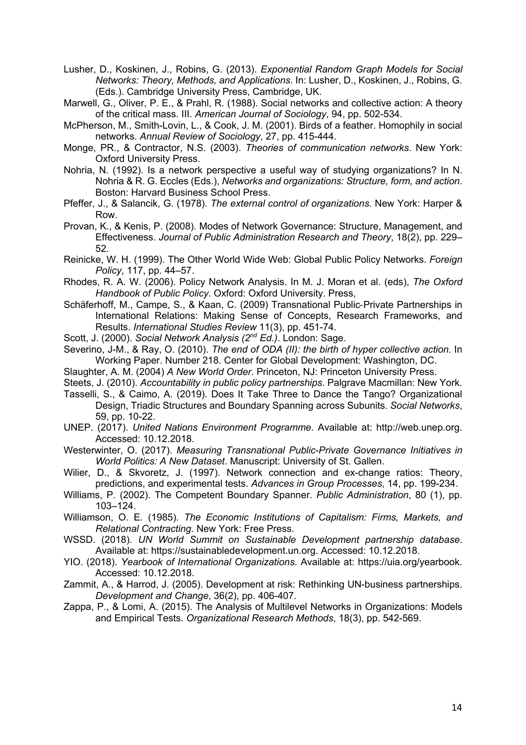Lusher, D., Koskinen, J., Robins, G. (2013). *Exponential Random Graph Models for Social Networks: Theory, Methods, and Applications*. In: Lusher, D., Koskinen, J., Robins, G. (Eds.). Cambridge University Press, Cambridge, UK.

Marwell, G., Oliver, P. E., & Prahl, R. (1988). Social networks and collective action: A theory of the critical mass. III. *American Journal of Sociology*, 94, pp. 502-534.

McPherson, M., Smith-Lovin, L., & Cook, J. M. (2001). Birds of a feather. Homophily in social networks. *Annual Review of Sociology*, 27, pp. 415-444.

Monge, PR., & Contractor, N.S. (2003). *Theories of communication networks*. New York: Oxford University Press.

Nohria, N. (1992). Is a network perspective a useful way of studying organizations? In N. Nohria & R. G. Eccles (Eds.), *Networks and organizations: Structure, form, and action*. Boston: Harvard Business School Press.

Pfeffer, J., & Salancik, G. (1978). *The external control of organizations*. New York: Harper & Row.

Provan, K., & Kenis, P. (2008). Modes of Network Governance: Structure, Management, and Effectiveness. *Journal of Public Administration Research and Theory*, 18(2), pp. 229–52.

Reinicke, W. H. (1999). The Other World Wide Web: Global Public Policy Networks. *Foreign Policy*, 117, pp. 44–57.

Rhodes, R. A. W. (2006). Policy Network Analysis. In M. J. Moran et al. (eds), *The Oxford Handbook of Public Policy*. Oxford: Oxford University. Press,

Schäferhoff, M., Campe, S., & Kaan, C. (2009) Transnational Public‐Private Partnerships in International Relations: Making Sense of Concepts, Research Frameworks, and Results. *International Studies Review* 11(3), pp. 451-74.

Scott, J. (2000). *Social Network Analysis (2nd Ed.)*. London: Sage.

Severino, J-M., & Ray, O. (2010). *The end of ODA (II): the birth of hyper collective action*. In Working Paper. Number 218. Center for Global Development: Washington, DC.

Slaughter, A. M. (2004) *A New World Order*. Princeton, NJ: Princeton University Press.

Steets, J. (2010). *Accountability in public policy partnerships*. Palgrave Macmillan: New York.

Tasselli, S., & Caimo, A. (2019). Does It Take Three to Dance the Tango? Organizational Design, Triadic Structures and Boundary Spanning across Subunits. *Social Networks*, 59, pp. 10-22.

UNEP. (2017). *United Nations Environment Programme*. Available at: http://web.unep.org. Accessed: 10.12.2018.

Westerwinter, O. (2017). *Measuring Transnational Public-Private Governance Initiatives in World Politics: A New Dataset*. Manuscript: University of St. Gallen.

Wilier, D., & Skvoretz, J. (1997). Network connection and ex-change ratios: Theory, predictions, and experimental tests. *Advances in Group Processes*, 14, pp. 199-234.

Williams, P. (2002). The Competent Boundary Spanner. *Public Administration*, 80 (1), pp. 103–124.

Williamson, O. E. (1985). *The Economic Institutions of Capitalism: Firms, Markets, and Relational Contracting*. New York: Free Press.

WSSD. (2018). *UN World Summit on Sustainable Development partnership database*. Available at: https://sustainabledevelopment.un.org. Accessed: 10.12.2018.

YIO. (2018). *Yearbook of International Organizations*. Available at: https://uia.org/yearbook. Accessed: 10.12.2018.

Zammit, A., & Harrod, J. (2005). Development at risk: Rethinking UN-business partnerships. *Development and Change*, 36(2), pp. 406-407.

Zappa, P., & Lomi, A. (2015). The Analysis of Multilevel Networks in Organizations: Models and Empirical Tests. *Organizational Research Methods*, 18(3), pp. 542-569.